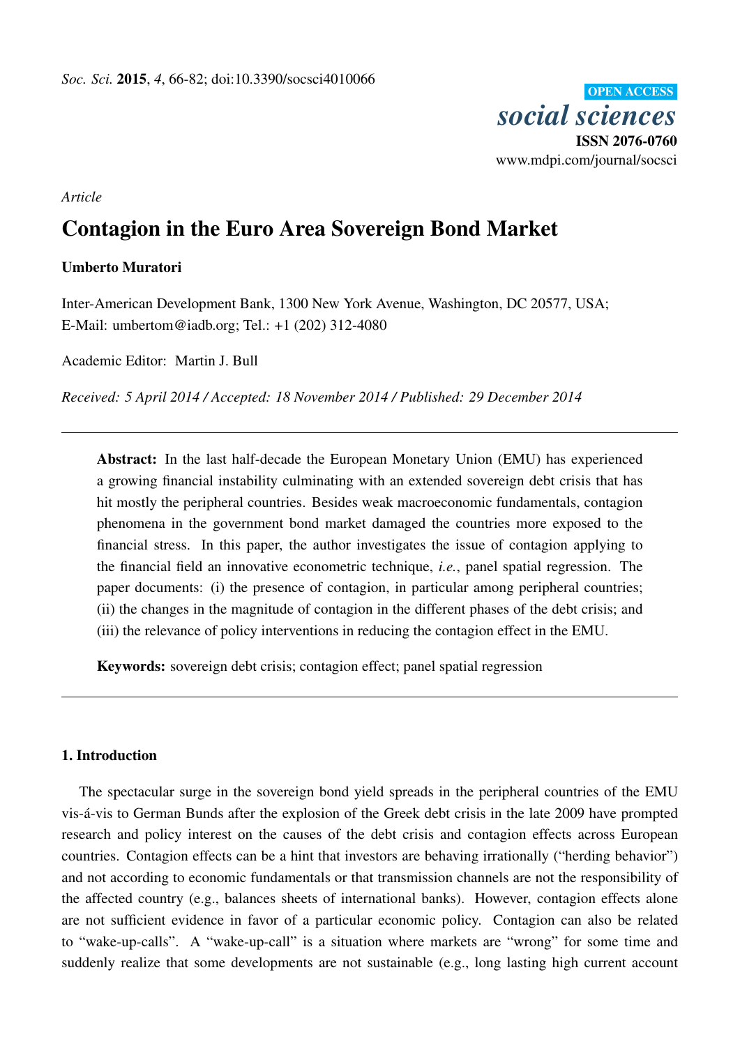*Soc. Sci.* **2015**, *4*, 66-82; doi:10.3390/socsci4010066

OPEN ACCESS

*social sciences*

**ISSN 2076-0760**

www.mdpi.com/journal/socsci

*Article*

# Contagion in the Euro Area Sovereign Bond Market

**Umberto Muratori**

Inter-American Development Bank, 1300 New York Avenue, Washington, DC 20577, USA; E-Mail: umbertom@iadb.org; Tel.: +1 (202) 312-4080

Academic Editor: Martin J. Bull

*Received: 5 April 2014 / Accepted: 18 November 2014 / Published: 29 December 2014*

---

**Abstract:** In the last half-decade the European Monetary Union (EMU) has experienced a growing financial instability culminating with an extended sovereign debt crisis that has hit mostly the peripheral countries. Besides weak macroeconomic fundamentals, contagion phenomena in the government bond market damaged the countries more exposed to the financial stress. In this paper, the author investigates the issue of contagion applying to the financial field an innovative econometric technique, *i.e.*, panel spatial regression. The paper documents: (i) the presence of contagion, in particular among peripheral countries; (ii) the changes in the magnitude of contagion in the different phases of the debt crisis; and (iii) the relevance of policy interventions in reducing the contagion effect in the EMU.

**Keywords:** sovereign debt crisis; contagion effect; panel spatial regression

---

## 1. Introduction

The spectacular surge in the sovereign bond yield spreads in the peripheral countries of the EMU vis-á-vis to German Bunds after the explosion of the Greek debt crisis in the late 2009 have prompted research and policy interest on the causes of the debt crisis and contagion effects across European countries. Contagion effects can be a hint that investors are behaving irrationally ("herding behavior") and not according to economic fundamentals or that transmission channels are not the responsibility of the affected country (e.g., balances sheets of international banks). However, contagion effects alone are not sufficient evidence in favor of a particular economic policy. Contagion can also be related to "wake-up-calls". A "wake-up-call" is a situation where markets are "wrong" for some time and suddenly realize that some developments are not sustainable (e.g., long lasting high current account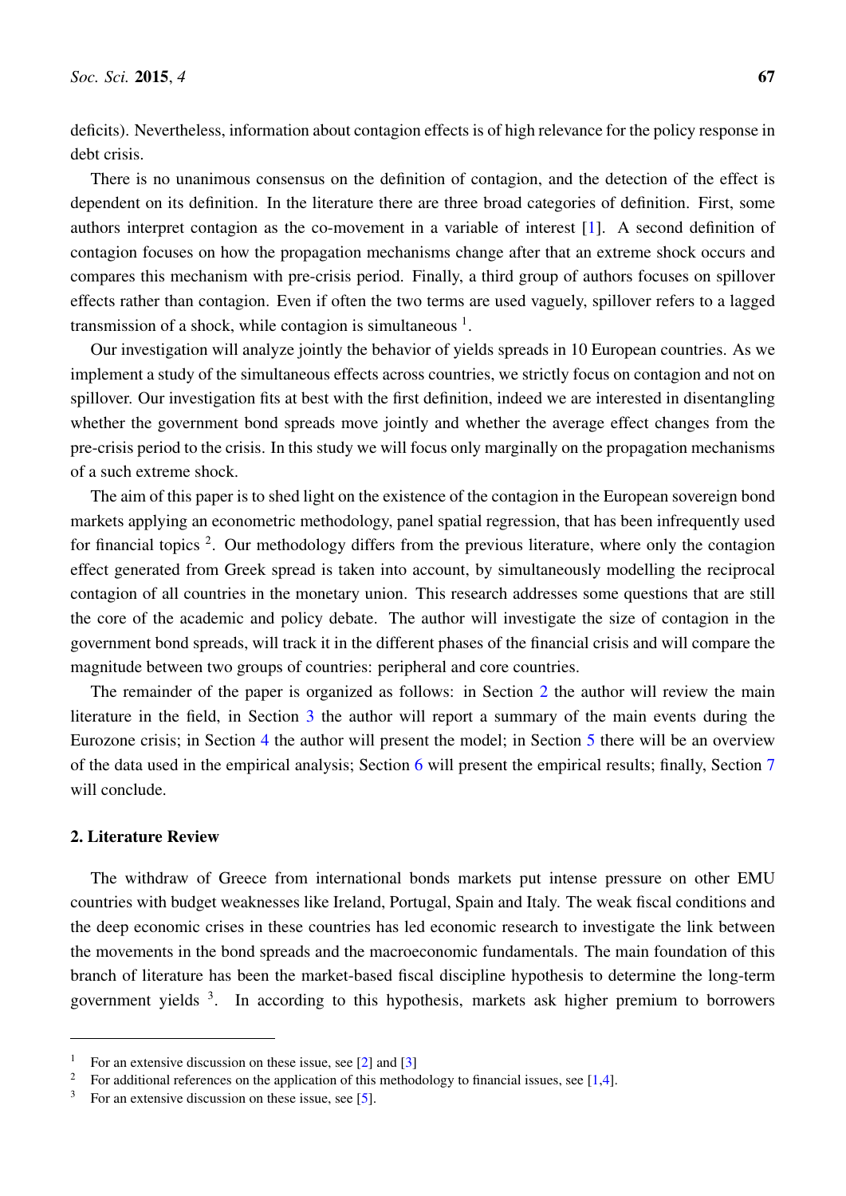deficits). Nevertheless, information about contagion effects is of high relevance for the policy response in debt crisis.

There is no unanimous consensus on the definition of contagion, and the detection of the effect is dependent on its definition. In the literature there are three broad categories of definition. First, some authors interpret contagion as the co-movement in a variable of interest [1]. A second definition of contagion focuses on how the propagation mechanisms change after that an extreme shock occurs and compares this mechanism with pre-crisis period. Finally, a third group of authors focuses on spillover effects rather than contagion. Even if often the two terms are used vaguely, spillover refers to a lagged transmission of a shock, while contagion is simultaneous [1].

Our investigation will analyze jointly the behavior of yields spreads in 10 European countries. As we implement a study of the simultaneous effects across countries, we strictly focus on contagion and not on spillover. Our investigation fits at best with the first definition, indeed we are interested in disentangling whether the government bond spreads move jointly and whether the average effect changes from the pre-crisis period to the crisis. In this study we will focus only marginally on the propagation mechanisms of a such extreme shock.

The aim of this paper is to shed light on the existence of the contagion in the European sovereign bond markets applying an econometric methodology, panel spatial regression, that has been infrequently used for financial topics [2]. Our methodology differs from the previous literature, where only the contagion effect generated from Greek spread is taken into account, by simultaneously modelling the reciprocal contagion of all countries in the monetary union. This research addresses some questions that are still the core of the academic and policy debate. The author will investigate the size of contagion in the government bond spreads, will track it in the different phases of the financial crisis and will compare the magnitude between two groups of countries: peripheral and core countries.

The remainder of the paper is organized as follows: in Section 2 the author will review the main literature in the field, in Section 3 the author will report a summary of the main events during the Eurozone crisis; in Section 4 the author will present the model; in Section 5 there will be an overview of the data used in the empirical analysis; Section 6 will present the empirical results; finally, Section 7 will conclude.

## 2. Literature Review

The withdraw of Greece from international bonds markets put intense pressure on other EMU countries with budget weaknesses like Ireland, Portugal, Spain and Italy. The weak fiscal conditions and the deep economic crises in these countries has led economic research to investigate the link between the movements in the bond spreads and the macroeconomic fundamentals. The main foundation of this branch of literature has been the market-based fiscal discipline hypothesis to determine the long-term government yields [3]. In according to this hypothesis, markets ask higher premium to borrowers

---

1 For an extensive discussion on these issue, see [2] and [3]

2 For additional references on the application of this methodology to financial issues, see [1,4].

3 For an extensive discussion on these issue, see [5].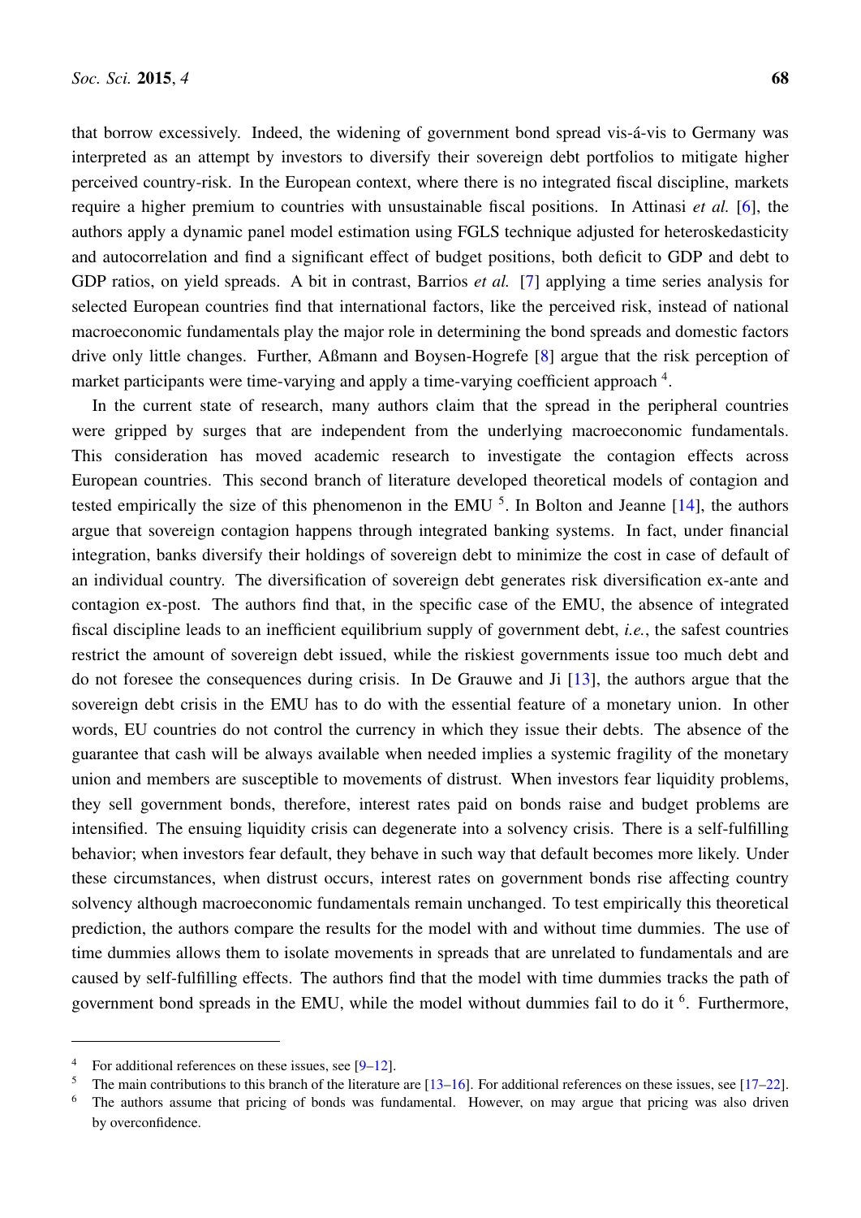that borrow excessively. Indeed, the widening of government bond spread vis-á-vis to Germany was interpreted as an attempt by investors to diversify their sovereign debt portfolios to mitigate higher perceived country-risk. In the European context, where there is no integrated fiscal discipline, markets require a higher premium to countries with unsustainable fiscal positions. In Attinasi *et al.* [6], the authors apply a dynamic panel model estimation using FGLS technique adjusted for heteroskedasticity and autocorrelation and find a significant effect of budget positions, both deficit to GDP and debt to GDP ratios, on yield spreads. A bit in contrast, Barrios *et al.* [7] applying a time series analysis for selected European countries find that international factors, like the perceived risk, instead of national macroeconomic fundamentals play the major role in determining the bond spreads and domestic factors drive only little changes. Further, Aßmann and Boysen-Hogrefe [8] argue that the risk perception of market participants were time-varying and apply a time-varying coefficient approach [4].

In the current state of research, many authors claim that the spread in the peripheral countries were gripped by surges that are independent from the underlying macroeconomic fundamentals. This consideration has moved academic research to investigate the contagion effects across European countries. This second branch of literature developed theoretical models of contagion and tested empirically the size of this phenomenon in the EMU [5]. In Bolton and Jeanne [14], the authors argue that sovereign contagion happens through integrated banking systems. In fact, under financial integration, banks diversify their holdings of sovereign debt to minimize the cost in case of default of an individual country. The diversification of sovereign debt generates risk diversification ex-ante and contagion ex-post. The authors find that, in the specific case of the EMU, the absence of integrated fiscal discipline leads to an inefficient equilibrium supply of government debt, *i.e.*, the safest countries restrict the amount of sovereign debt issued, while the riskiest governments issue too much debt and do not foresee the consequences during crisis. In De Grauwe and Ji [13], the authors argue that the sovereign debt crisis in the EMU has to do with the essential feature of a monetary union. In other words, EU countries do not control the currency in which they issue their debts. The absence of the guarantee that cash will be always available when needed implies a systemic fragility of the monetary union and members are susceptible to movements of distrust. When investors fear liquidity problems, they sell government bonds, therefore, interest rates paid on bonds raise and budget problems are intensified. The ensuing liquidity crisis can degenerate into a solvency crisis. There is a self-fulfilling behavior; when investors fear default, they behave in such way that default becomes more likely. Under these circumstances, when distrust occurs, interest rates on government bonds rise affecting country solvency although macroeconomic fundamentals remain unchanged. To test empirically this theoretical prediction, the authors compare the results for the model with and without time dummies. The use of time dummies allows them to isolate movements in spreads that are unrelated to fundamentals and are caused by self-fulfilling effects. The authors find that the model with time dummies tracks the path of government bond spreads in the EMU, while the model without dummies fail to do it [6]. Furthermore,

---

[4] For additional references on these issues, see [9–12].

[5] The main contributions to this branch of the literature are [13–16]. For additional references on these issues, see [17–22].

[6] The authors assume that pricing of bonds was fundamental. However, on may argue that pricing was also driven by overconfidence.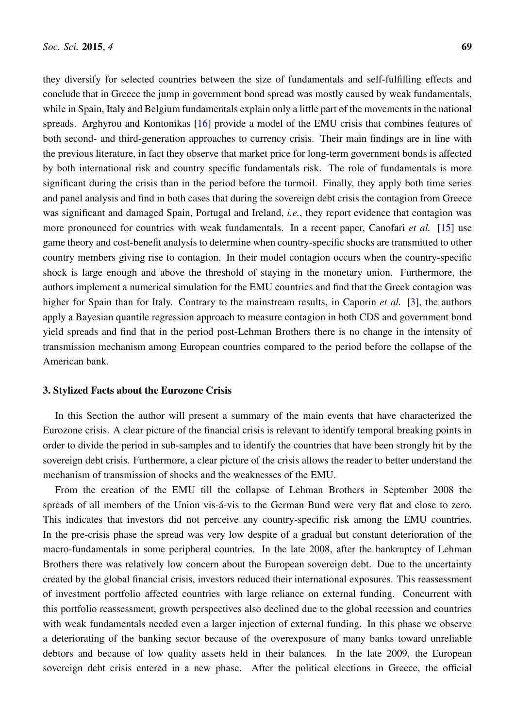they diversify for selected countries between the size of fundamentals and self-fulfilling effects and conclude that in Greece the jump in government bond spread was mostly caused by weak fundamentals, while in Spain, Italy and Belgium fundamentals explain only a little part of the movements in the national spreads. Arghyrou and Kontonikas [16] provide a model of the EMU crisis that combines features of both second- and third-generation approaches to currency crisis. Their main findings are in line with the previous literature, in fact they observe that market price for long-term government bonds is affected by both international risk and country specific fundamentals risk. The role of fundamentals is more significant during the crisis than in the period before the turmoil. Finally, they apply both time series and panel analysis and find in both cases that during the sovereign debt crisis the contagion from Greece was significant and damaged Spain, Portugal and Ireland, *i.e.*, they report evidence that contagion was more pronounced for countries with weak fundamentals. In a recent paper, Canofari *et al.* [15] use game theory and cost-benefit analysis to determine when country-specific shocks are transmitted to other country members giving rise to contagion. In their model contagion occurs when the country-specific shock is large enough and above the threshold of staying in the monetary union. Furthermore, the authors implement a numerical simulation for the EMU countries and find that the Greek contagion was higher for Spain than for Italy. Contrary to the mainstream results, in Caporin *et al.* [3], the authors apply a Bayesian quantile regression approach to measure contagion in both CDS and government bond yield spreads and find that in the period post-Lehman Brothers there is no change in the intensity of transmission mechanism among European countries compared to the period before the collapse of the American bank.

## 3. Stylized Facts about the Eurozone Crisis

In this Section the author will present a summary of the main events that have characterized the Eurozone crisis. A clear picture of the financial crisis is relevant to identify temporal breaking points in order to divide the period in sub-samples and to identify the countries that have been strongly hit by the sovereign debt crisis. Furthermore, a clear picture of the crisis allows the reader to better understand the mechanism of transmission of shocks and the weaknesses of the EMU.

From the creation of the EMU till the collapse of Lehman Brothers in September 2008 the spreads of all members of the Union vis-á-vis to the German Bund were very flat and close to zero. This indicates that investors did not perceive any country-specific risk among the EMU countries. In the pre-crisis phase the spread was very low despite of a gradual but constant deterioration of the macro-fundamentals in some peripheral countries. In the late 2008, after the bankruptcy of Lehman Brothers there was relatively low concern about the European sovereign debt. Due to the uncertainty created by the global financial crisis, investors reduced their international exposures. This reassessment of investment portfolio affected countries with large reliance on external funding. Concurrent with this portfolio reassessment, growth perspectives also declined due to the global recession and countries with weak fundamentals needed even a larger injection of external funding. In this phase we observe a deteriorating of the banking sector because of the overexposure of many banks toward unreliable debtors and because of low quality assets held in their balances. In the late 2009, the European sovereign debt crisis entered in a new phase. After the political elections in Greece, the official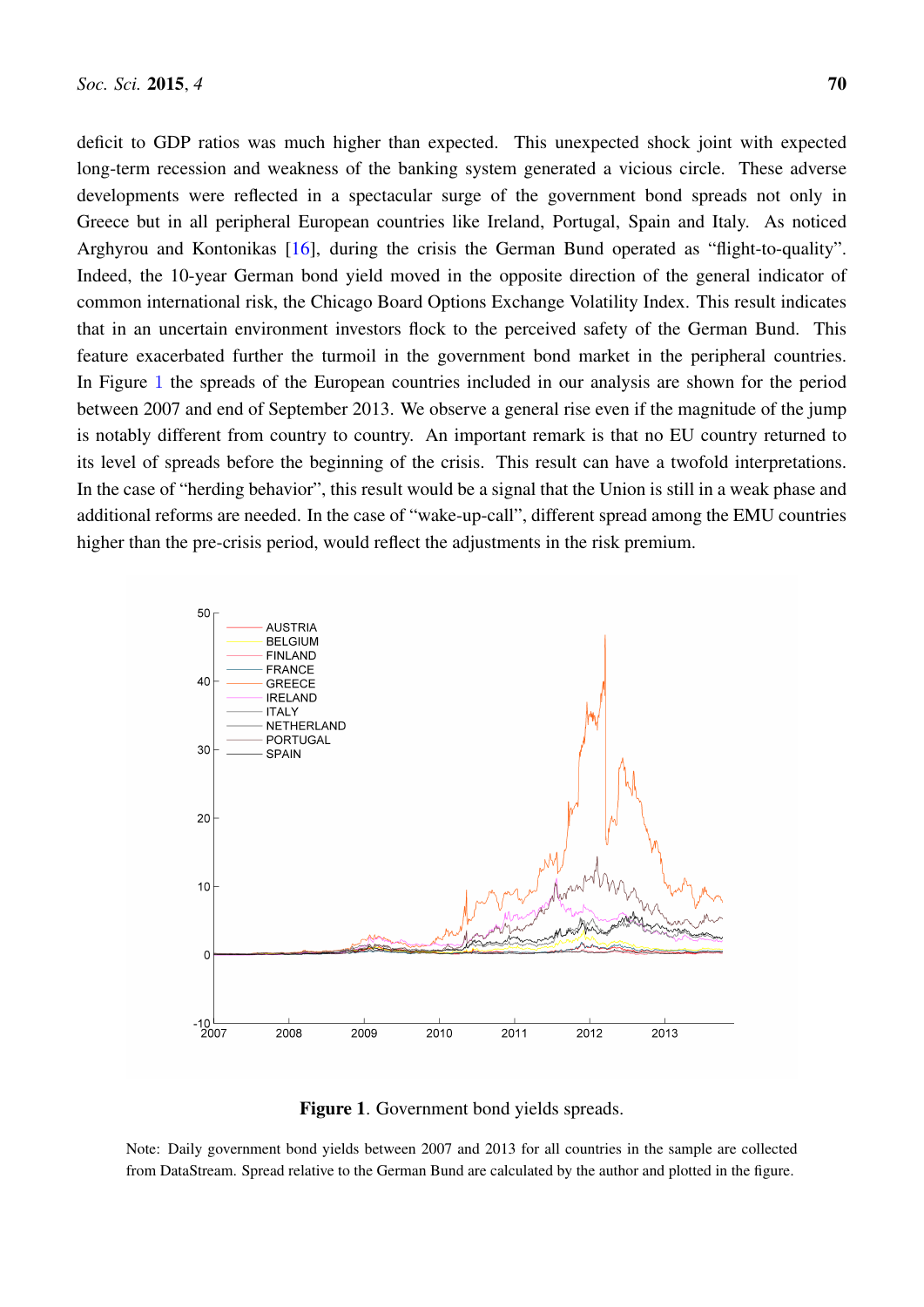deficit to GDP ratios was much higher than expected. This unexpected shock joint with expected long-term recession and weakness of the banking system generated a vicious circle. These adverse developments were reflected in a spectacular surge of the government bond spreads not only in Greece but in all peripheral European countries like Ireland, Portugal, Spain and Italy. As noticed Arghyrou and Kontonikas [16], during the crisis the German Bund operated as "flight-to-quality". Indeed, the 10-year German bond yield moved in the opposite direction of the general indicator of common international risk, the Chicago Board Options Exchange Volatility Index. This result indicates that in an uncertain environment investors flock to the perceived safety of the German Bund. This feature exacerbated further the turmoil in the government bond market in the peripheral countries. In Figure 1 the spreads of the European countries included in our analysis are shown for the period between 2007 and end of September 2013. We observe a general rise even if the magnitude of the jump is notably different from country to country. An important remark is that no EU country returned to its level of spreads before the beginning of the crisis. This result can have a twofold interpretations. In the case of "herding behavior", this result would be a signal that the Union is still in a weak phase and additional reforms are needed. In the case of "wake-up-call", different spread among the EMU countries higher than the pre-crisis period, would reflect the adjustments in the risk premium.

**Figure 1**. Government bond yields spreads.

Note: Daily government bond yields between 2007 and 2013 for all countries in the sample are collected from DataStream. Spread relative to the German Bund are calculated by the author and plotted in the figure.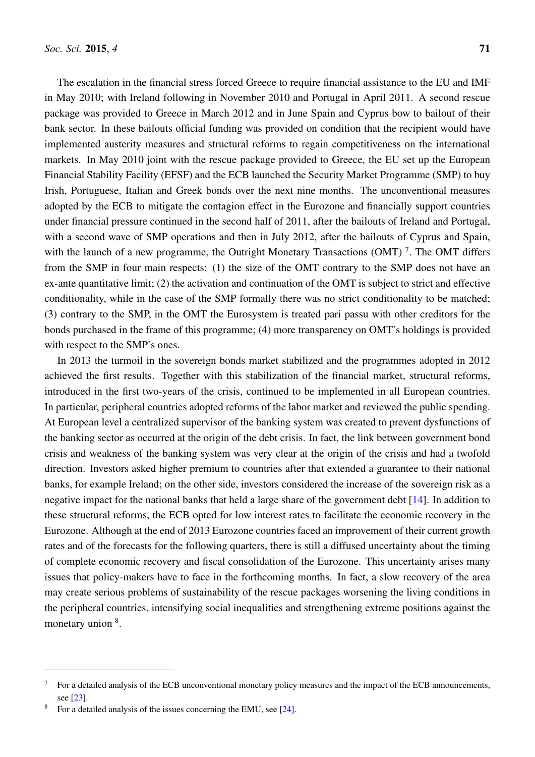The escalation in the financial stress forced Greece to require financial assistance to the EU and IMF in May 2010; with Ireland following in November 2010 and Portugal in April 2011. A second rescue package was provided to Greece in March 2012 and in June Spain and Cyprus bow to bailout of their bank sector. In these bailouts official funding was provided on condition that the recipient would have implemented austerity measures and structural reforms to regain competitiveness on the international markets. In May 2010 joint with the rescue package provided to Greece, the EU set up the European Financial Stability Facility (EFSF) and the ECB launched the Security Market Programme (SMP) to buy Irish, Portuguese, Italian and Greek bonds over the next nine months. The unconventional measures adopted by the ECB to mitigate the contagion effect in the Eurozone and financially support countries under financial pressure continued in the second half of 2011, after the bailouts of Ireland and Portugal, with a second wave of SMP operations and then in July 2012, after the bailouts of Cyprus and Spain, with the launch of a new programme, the Outright Monetary Transactions (OMT) [7]. The OMT differs from the SMP in four main respects: (1) the size of the OMT contrary to the SMP does not have an ex-ante quantitative limit; (2) the activation and continuation of the OMT is subject to strict and effective conditionality, while in the case of the SMP formally there was no strict conditionality to be matched; (3) contrary to the SMP, in the OMT the Eurosystem is treated pari passu with other creditors for the bonds purchased in the frame of this programme; (4) more transparency on OMT's holdings is provided with respect to the SMP's ones.

In 2013 the turmoil in the sovereign bonds market stabilized and the programmes adopted in 2012 achieved the first results. Together with this stabilization of the financial market, structural reforms, introduced in the first two-years of the crisis, continued to be implemented in all European countries. In particular, peripheral countries adopted reforms of the labor market and reviewed the public spending. At European level a centralized supervisor of the banking system was created to prevent dysfunctions of the banking sector as occurred at the origin of the debt crisis. In fact, the link between government bond crisis and weakness of the banking system was very clear at the origin of the crisis and had a twofold direction. Investors asked higher premium to countries after that extended a guarantee to their national banks, for example Ireland; on the other side, investors considered the increase of the sovereign risk as a negative impact for the national banks that held a large share of the government debt [14]. In addition to these structural reforms, the ECB opted for low interest rates to facilitate the economic recovery in the Eurozone. Although at the end of 2013 Eurozone countries faced an improvement of their current growth rates and of the forecasts for the following quarters, there is still a diffused uncertainty about the timing of complete economic recovery and fiscal consolidation of the Eurozone. This uncertainty arises many issues that policy-makers have to face in the forthcoming months. In fact, a slow recovery of the area may create serious problems of sustainability of the rescue packages worsening the living conditions in the peripheral countries, intensifying social inequalities and strengthening extreme positions against the monetary union [8].

---

[7] For a detailed analysis of the ECB unconventional monetary policy measures and the impact of the ECB announcements, see [23].

[8] For a detailed analysis of the issues concerning the EMU, see [24].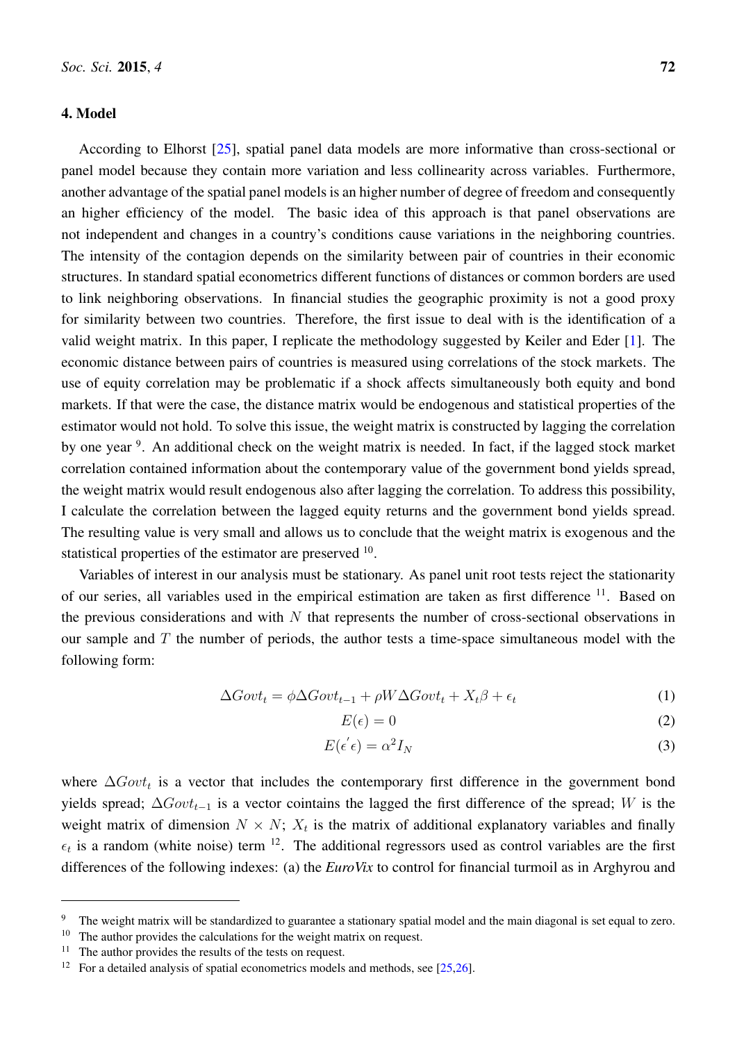## 4. Model

According to Elhorst [25], spatial panel data models are more informative than cross-sectional or panel model because they contain more variation and less collinearity across variables. Furthermore, another advantage of the spatial panel models is an higher number of degree of freedom and consequently an higher efficiency of the model. The basic idea of this approach is that panel observations are not independent and changes in a country's conditions cause variations in the neighboring countries. The intensity of the contagion depends on the similarity between pair of countries in their economic structures. In standard spatial econometrics different functions of distances or common borders are used to link neighboring observations. In financial studies the geographic proximity is not a good proxy for similarity between two countries. Therefore, the first issue to deal with is the identification of a valid weight matrix. In this paper, I replicate the methodology suggested by Keiler and Eder [1]. The economic distance between pairs of countries is measured using correlations of the stock markets. The use of equity correlation may be problematic if a shock affects simultaneously both equity and bond markets. If that were the case, the distance matrix would be endogenous and statistical properties of the estimator would not hold. To solve this issue, the weight matrix is constructed by lagging the correlation by one year [9]. An additional check on the weight matrix is needed. In fact, if the lagged stock market correlation contained information about the contemporary value of the government bond yields spread, the weight matrix would result endogenous also after lagging the correlation. To address this possibility, I calculate the correlation between the lagged equity returns and the government bond yields spread. The resulting value is very small and allows us to conclude that the weight matrix is exogenous and the statistical properties of the estimator are preserved [10].

Variables of interest in our analysis must be stationary. As panel unit root tests reject the stationarity of our series, all variables used in the empirical estimation are taken as first difference [11]. Based on the previous considerations and with $N$ that represents the number of cross-sectional observations in our sample and $T$ the number of periods, the author tests a time-space simultaneous model with the following form:

$$\Delta Govt_t = \phi \Delta Govt_{t-1} + \rho W \Delta Govt_t + X_t \beta + \epsilon_t \tag{1}$$

$$E(\epsilon) = 0 \tag{2}$$

$$E(\epsilon^{'} \epsilon) = \alpha^2 I_N \tag{3}$$

where $\Delta Govt_t$ is a vector that includes the contemporary first difference in the government bond yields spread; $\Delta Govt_{t-1}$ is a vector coitains the lagged the first difference of the spread; $W$ is the weight matrix of dimension $N \times N$; $X_t$ is the matrix of additional explanatory variables and finally $\epsilon_t$ is a random (white noise) term [12]. The additional regressors used as control variables are the first differences of the following indexes: (a) the *EuroVix* to control for financial turmoil as in Arghyrou and

---

[9] The weight matrix will be standardized to guarantee a stationary spatial model and the main diagonal is set equal to zero.

[10] The author provides the calculations for the weight matrix on request.

[11] The author provides the results of the tests on request.

[12] For a detailed analysis of spatial econometrics models and methods, see [25,26].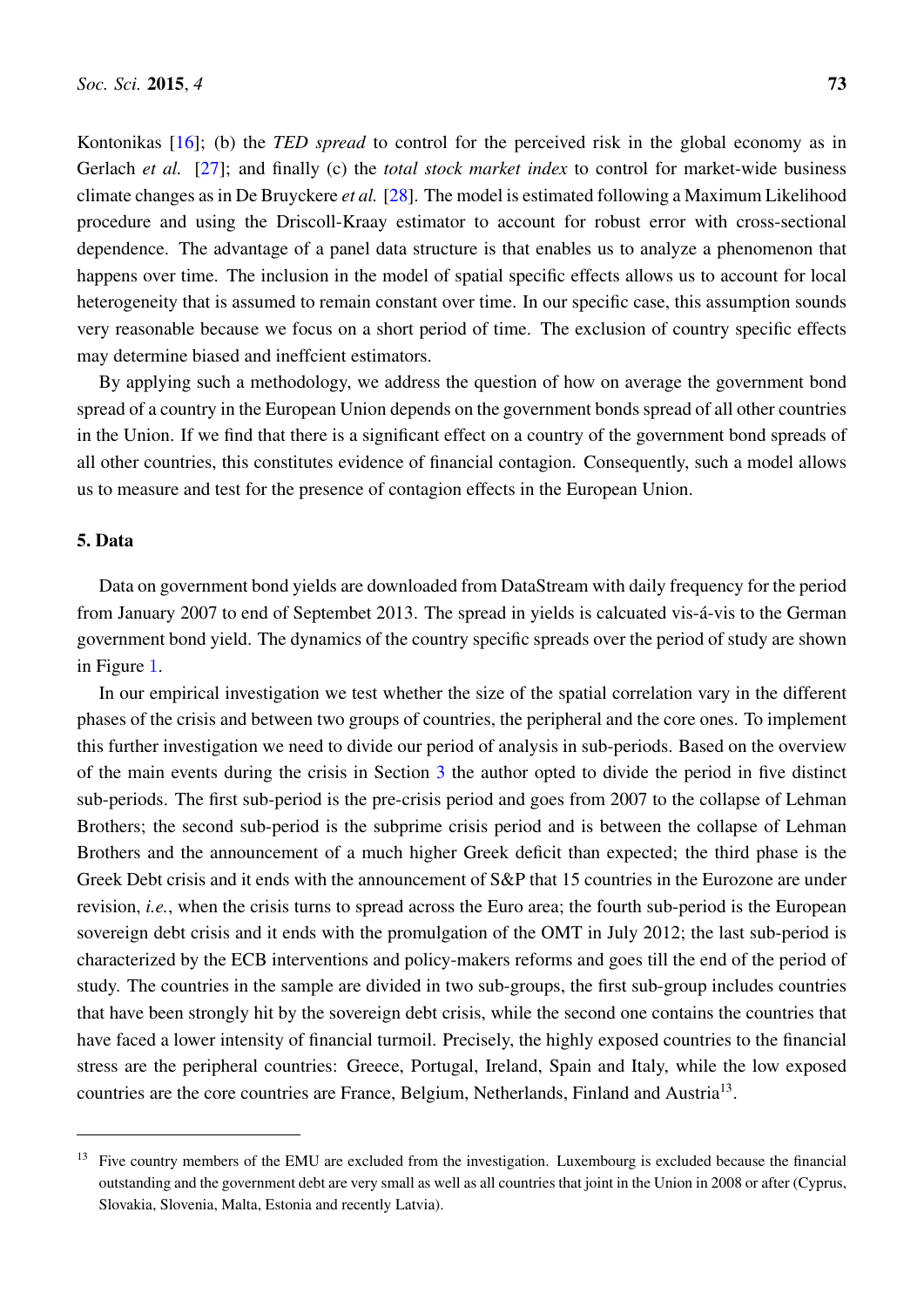Kontonikas [16]; (b) the *TED spread* to control for the perceived risk in the global economy as in Gerlach *et al.* [27]; and finally (c) the *total stock market index* to control for market-wide business climate changes as in De Bruyckere *et al.* [28]. The model is estimated following a Maximum Likelihood procedure and using the Driscoll-Kraay estimator to account for robust error with cross-sectional dependence. The advantage of a panel data structure is that enables us to analyze a phenomenon that happens over time. The inclusion in the model of spatial specific effects allows us to account for local heterogeneity that is assumed to remain constant over time. In our specific case, this assumption sounds very reasonable because we focus on a short period of time. The exclusion of country specific effects may determine biased and ineffcient estimators.

By applying such a methodology, we address the question of how on average the government bond spread of a country in the European Union depends on the government bonds spread of all other countries in the Union. If we find that there is a significant effect on a country of the government bond spreads of all other countries, this constitutes evidence of financial contagion. Consequently, such a model allows us to measure and test for the presence of contagion effects in the European Union.

## 5. Data

Data on government bond yields are downloaded from DataStream with daily frequency for the period from January 2007 to end of Septembet 2013. The spread in yields is calcuated vis-á-vis to the German government bond yield. The dynamics of the country specific spreads over the period of study are shown in Figure 1.

In our empirical investigation we test whether the size of the spatial correlation vary in the different phases of the crisis and between two groups of countries, the peripheral and the core ones. To implement this further investigation we need to divide our period of analysis in sub-periods. Based on the overview of the main events during the crisis in Section 3 the author opted to divide the period in five distinct sub-periods. The first sub-period is the pre-crisis period and goes from 2007 to the collapse of Lehman Brothers; the second sub-period is the subprime crisis period and is between the collapse of Lehman Brothers and the announcement of a much higher Greek deficit than expected; the third phase is the Greek Debt crisis and it ends with the announcement of S&P that 15 countries in the Eurozone are under revision, *i.e.*, when the crisis turns to spread across the Euro area; the fourth sub-period is the European sovereign debt crisis and it ends with the promulgation of the OMT in July 2012; the last sub-period is characterized by the ECB interventions and policy-makers reforms and goes till the end of the period of study. The countries in the sample are divided in two sub-groups, the first sub-group includes countries that have been strongly hit by the sovereign debt crisis, while the second one contains the countries that have faced a lower intensity of financial turmoil. Precisely, the highly exposed countries to the financial stress are the peripheral countries: Greece, Portugal, Ireland, Spain and Italy, while the low exposed countries are the core countries are France, Belgium, Netherlands, Finland and Austria[13].

---

[13] Five country members of the EMU are excluded from the investigation. Luxembourg is excluded because the financial outstanding and the government debt are very small as well as all countries that joint in the Union in 2008 or after (Cyprus, Slovakia, Slovenia, Malta, Estonia and recently Latvia).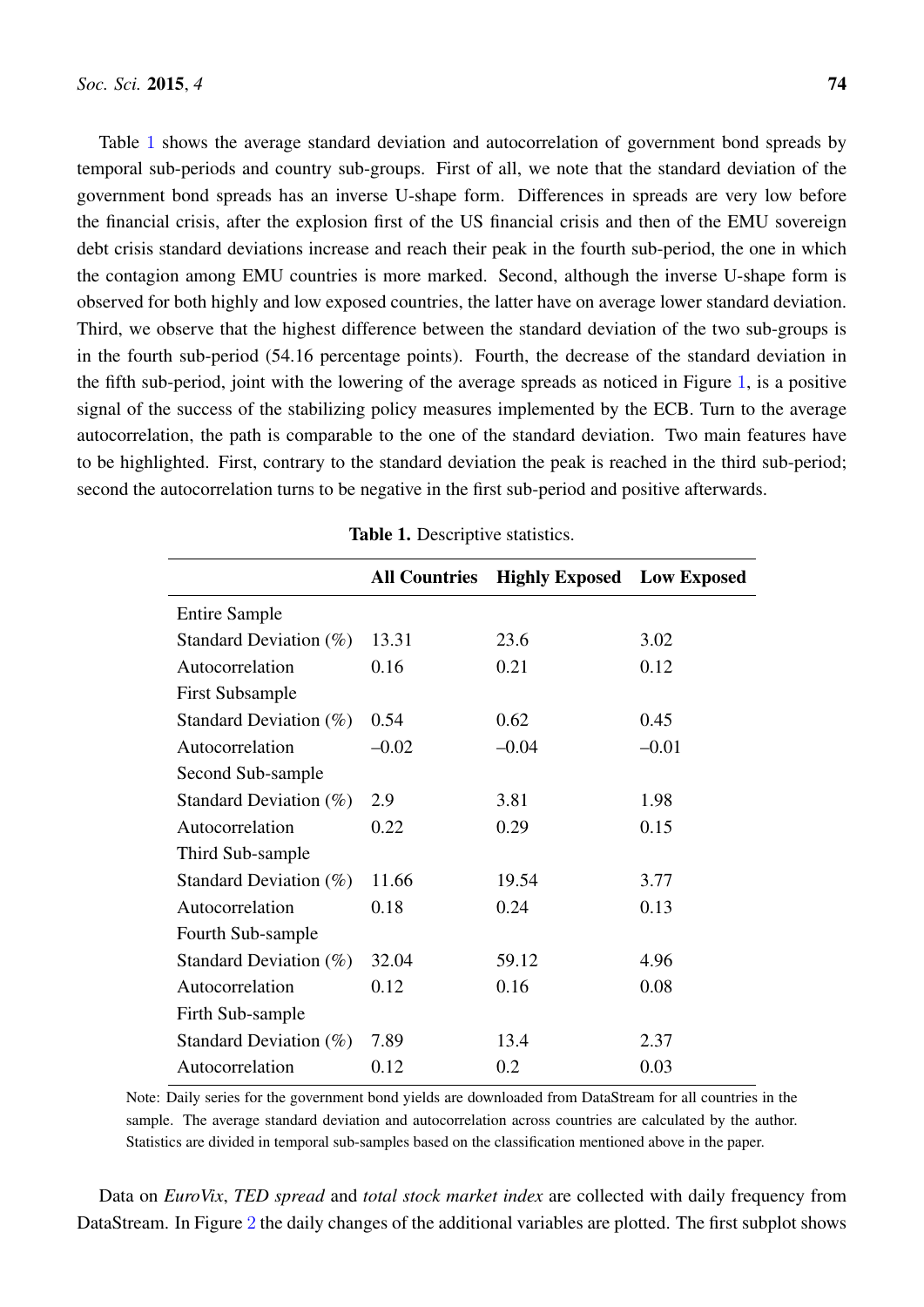Table 1 shows the average standard deviation and autocorrelation of government bond spreads by temporal sub-periods and country sub-groups. First of all, we note that the standard deviation of the government bond spreads has an inverse U-shape form. Differences in spreads are very low before the financial crisis, after the explosion first of the US financial crisis and then of the EMU sovereign debt crisis standard deviations increase and reach their peak in the fourth sub-period, the one in which the contagion among EMU countries is more marked. Second, although the inverse U-shape form is observed for both highly and low exposed countries, the latter have on average lower standard deviation. Third, we observe that the highest difference between the standard deviation of the two sub-groups is in the fourth sub-period (54.16 percentage points). Fourth, the decrease of the standard deviation in the fifth sub-period, joint with the lowering of the average spreads as noticed in Figure 1, is a positive signal of the success of the stabilizing policy measures implemented by the ECB. Turn to the average autocorrelation, the path is comparable to the one of the standard deviation. Two main features have to be highlighted. First, contrary to the standard deviation the peak is reached in the third sub-period; second the autocorrelation turns to be negative in the first sub-period and positive afterwards.

**Table 1.** Descriptive statistics.

| | All Countries | Highly Exposed | Low Exposed |
|---|---|---|---|
| Entire Sample | | | |
| Standard Deviation (%) | 13.31 | 23.6 | 3.02 |
| Autocorrelation | 0.16 | 0.21 | 0.12 |
| First Subsample | | | |
| Standard Deviation (%) | 0.54 | 0.62 | 0.45 |
| Autocorrelation | –0.02 | –0.04 | –0.01 |
| Second Sub-sample | | | |
| Standard Deviation (%) | 2.9 | 3.81 | 1.98 |
| Autocorrelation | 0.22 | 0.29 | 0.15 |
| Third Sub-sample | | | |
| Standard Deviation (%) | 11.66 | 19.54 | 3.77 |
| Autocorrelation | 0.18 | 0.24 | 0.13 |
| Fourth Sub-sample | | | |
| Standard Deviation (%) | 32.04 | 59.12 | 4.96 |
| Autocorrelation | 0.12 | 0.16 | 0.08 |
| Firth Sub-sample | | | |
| Standard Deviation (%) | 7.89 | 13.4 | 2.37 |
| Autocorrelation | 0.12 | 0.2 | 0.03 |

Note: Daily series for the government bond yields are downloaded from DataStream for all countries in the sample. The average standard deviation and autocorrelation across countries are calculated by the author. Statistics are divided in temporal sub-samples based on the classification mentioned above in the paper.

Data on *EuroVix*, *TED spread* and *total stock market index* are collected with daily frequency from DataStream. In Figure 2 the daily changes of the additional variables are plotted. The first subplot shows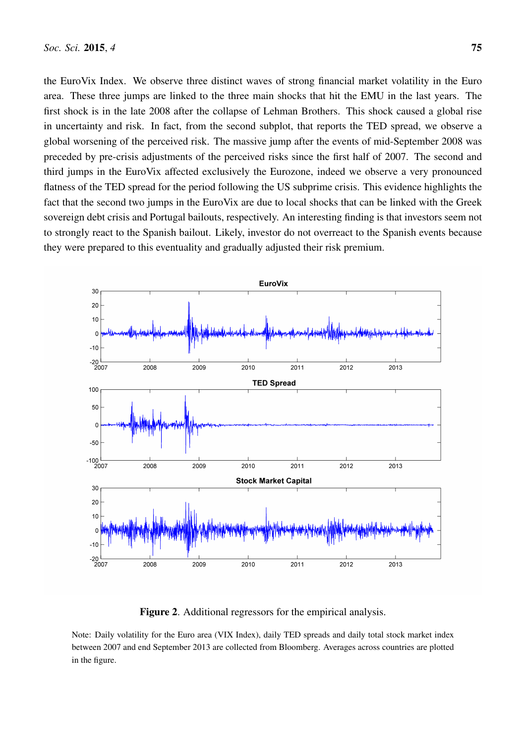the EuroVix Index. We observe three distinct waves of strong financial market volatility in the Euro area. These three jumps are linked to the three main shocks that hit the EMU in the last years. The first shock is in the late 2008 after the collapse of Lehman Brothers. This shock caused a global rise in uncertainty and risk. In fact, from the second subplot, that reports the TED spread, we observe a global worsening of the perceived risk. The massive jump after the events of mid-September 2008 was preceded by pre-crisis adjustments of the perceived risks since the first half of 2007. The second and third jumps in the EuroVix affected exclusively the Eurozone, indeed we observe a very pronounced flatness of the TED spread for the period following the US subprime crisis. This evidence highlights the fact that the second two jumps in the EuroVix are due to local shocks that can be linked with the Greek sovereign debt crisis and Portugal bailouts, respectively. An interesting finding is that investors seem not to strongly react to the Spanish bailout. Likely, investor do not overreact to the Spanish events because they were prepared to this eventuality and gradually adjusted their risk premium.

**Figure 2**. Additional regressors for the empirical analysis.

Note: Daily volatility for the Euro area (VIX Index), daily TED spreads and daily total stock market index between 2007 and end September 2013 are collected from Bloomberg. Averages across countries are plotted in the figure.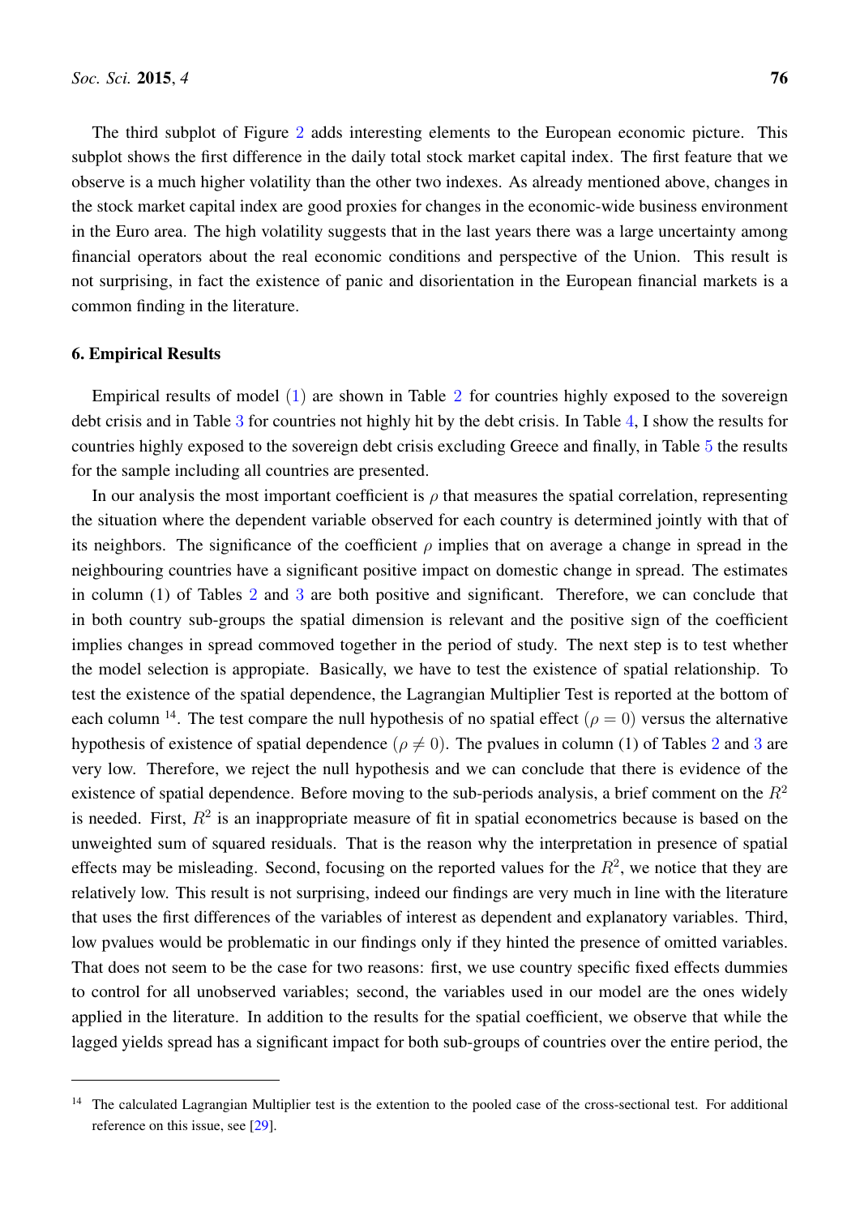The third subplot of Figure 2 adds interesting elements to the European economic picture. This subplot shows the first difference in the daily total stock market capital index. The first feature that we observe is a much higher volatility than the other two indexes. As already mentioned above, changes in the stock market capital index are good proxies for changes in the economic-wide business environment in the Euro area. The high volatility suggests that in the last years there was a large uncertainty among financial operators about the real economic conditions and perspective of the Union. This result is not surprising, in fact the existence of panic and disorientation in the European financial markets is a common finding in the literature.

## 6. Empirical Results

Empirical results of model (1) are shown in Table 2 for countries highly exposed to the sovereign debt crisis and in Table 3 for countries not highly hit by the debt crisis. In Table 4, I show the results for countries highly exposed to the sovereign debt crisis excluding Greece and finally, in Table 5 the results for the sample including all countries are presented.

In our analysis the most important coefficient is $\rho$ that measures the spatial correlation, representing the situation where the dependent variable observed for each country is determined jointly with that of its neighbors. The significance of the coefficient $\rho$ implies that on average a change in spread in the neighbouring countries have a significant positive impact on domestic change in spread. The estimates in column (1) of Tables 2 and 3 are both positive and significant. Therefore, we can conclude that in both country sub-groups the spatial dimension is relevant and the positive sign of the coefficient implies changes in spread commoved together in the period of study. The next step is to test whether the model selection is appropiate. Basically, we have to test the existence of spatial relationship. To test the existence of the spatial dependence, the Lagrangian Multiplier Test is reported at the bottom of each column [14]. The test compare the null hypothesis of no spatial effect ($\rho = 0$) versus the alternative hypothesis of existence of spatial dependence ($\rho \neq 0$). The pvalues in column (1) of Tables 2 and 3 are very low. Therefore, we reject the null hypothesis and we can conclude that there is evidence of the existence of spatial dependence. Before moving to the sub-periods analysis, a brief comment on the $R^2$ is needed. First, $R^2$ is an inappropriate measure of fit in spatial econometrics because is based on the unweighted sum of squared residuals. That is the reason why the interpretation in presence of spatial effects may be misleading. Second, focusing on the reported values for the $R^2$, we notice that they are relatively low. This result is not surprising, indeed our findings are very much in line with the literature that uses the first differences of the variables of interest as dependent and explanatory variables. Third, low pvalues would be problematic in our findings only if they hinted the presence of omitted variables. That does not seem to be the case for two reasons: first, we use country specific fixed effects dummies to control for all unobserved variables; second, the variables used in our model are the ones widely applied in the literature. In addition to the results for the spatial coefficient, we observe that while the lagged yields spread has a significant impact for both sub-groups of countries over the entire period, the

[14] The calculated Lagrangian Multiplier test is the extention to the pooled case of the cross-sectional test. For additional reference on this issue, see [29].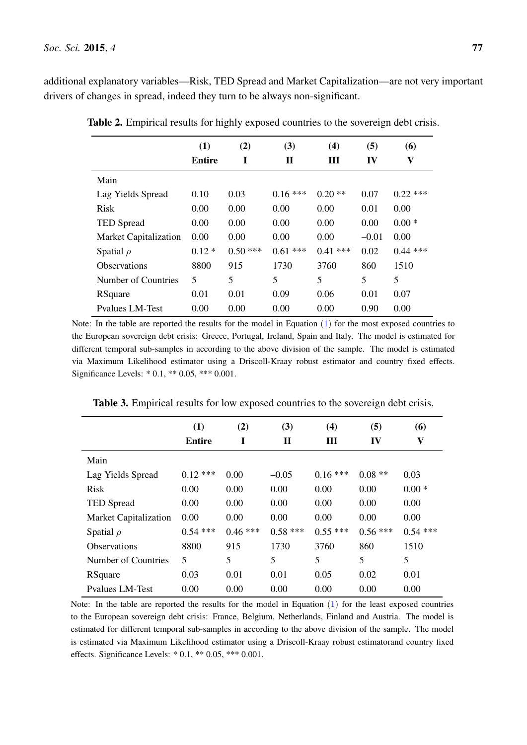additional explanatory variables—Risk, TED Spread and Market Capitalization—are not very important drivers of changes in spread, indeed they turn to be always non-significant.

**Table 2.** Empirical results for highly exposed countries to the sovereign debt crisis.

| | (1) Entire | (2) I | (3) II | (4) III | (5) IV | (6) V |
|---|---|---|---|---|---|---|
| Main | | | | | | |
| Lag Yields Spread | 0.10 | 0.03 | 0.16 *** | 0.20 ** | 0.07 | 0.22 *** |
| Risk | 0.00 | 0.00 | 0.00 | 0.00 | 0.01 | 0.00 |
| TED Spread | 0.00 | 0.00 | 0.00 | 0.00 | 0.00 | 0.00 * |
| Market Capitalization | 0.00 | 0.00 | 0.00 | 0.00 | −0.01 | 0.00 |
| Spatial $\rho$ | 0.12 * | 0.50 *** | 0.61 *** | 0.41 *** | 0.02 | 0.44 *** |
| Observations | 8800 | 915 | 1730 | 3760 | 860 | 1510 |
| Number of Countries | 5 | 5 | 5 | 5 | 5 | 5 |
| RSquare | 0.01 | 0.01 | 0.09 | 0.06 | 0.01 | 0.07 |
| Pvalues LM-Test | 0.00 | 0.00 | 0.00 | 0.00 | 0.90 | 0.00 |

Note: In the table are reported the results for the model in Equation (1) for the most exposed countries to the European sovereign debt crisis: Greece, Portugal, Ireland, Spain and Italy. The model is estimated for different temporal sub-samples in according to the above division of the sample. The model is estimated via Maximum Likelihood estimator using a Driscoll-Kraay robust estimator and country fixed effects. Significance Levels: * 0.1, ** 0.05, *** 0.001.

**Table 3.** Empirical results for low exposed countries to the sovereign debt crisis.

| | (1) Entire | (2) I | (3) II | (4) III | (5) IV | (6) V |
|---|---|---|---|---|---|---|
| Main | | | | | | |
| Lag Yields Spread | 0.12 *** | 0.00 | −0.05 | 0.16 *** | 0.08 ** | 0.03 |
| Risk | 0.00 | 0.00 | 0.00 | 0.00 | 0.00 | 0.00 * |
| TED Spread | 0.00 | 0.00 | 0.00 | 0.00 | 0.00 | 0.00 |
| Market Capitalization | 0.00 | 0.00 | 0.00 | 0.00 | 0.00 | 0.00 |
| Spatial $\rho$ | 0.54 *** | 0.46 *** | 0.58 *** | 0.55 *** | 0.56 *** | 0.54 *** |
| Observations | 8800 | 915 | 1730 | 3760 | 860 | 1510 |
| Number of Countries | 5 | 5 | 5 | 5 | 5 | 5 |
| RSquare | 0.03 | 0.01 | 0.01 | 0.05 | 0.02 | 0.01 |
| Pvalues LM-Test | 0.00 | 0.00 | 0.00 | 0.00 | 0.00 | 0.00 |

Note: In the table are reported the results for the model in Equation (1) for the least exposed countries to the European sovereign debt crisis: France, Belgium, Netherlands, Finland and Austria. The model is estimated for different temporal sub-samples in according to the above division of the sample. The model is estimated via Maximum Likelihood estimator using a Driscoll-Kraay robust estimatorand country fixed effects. Significance Levels: * 0.1, ** 0.05, *** 0.001.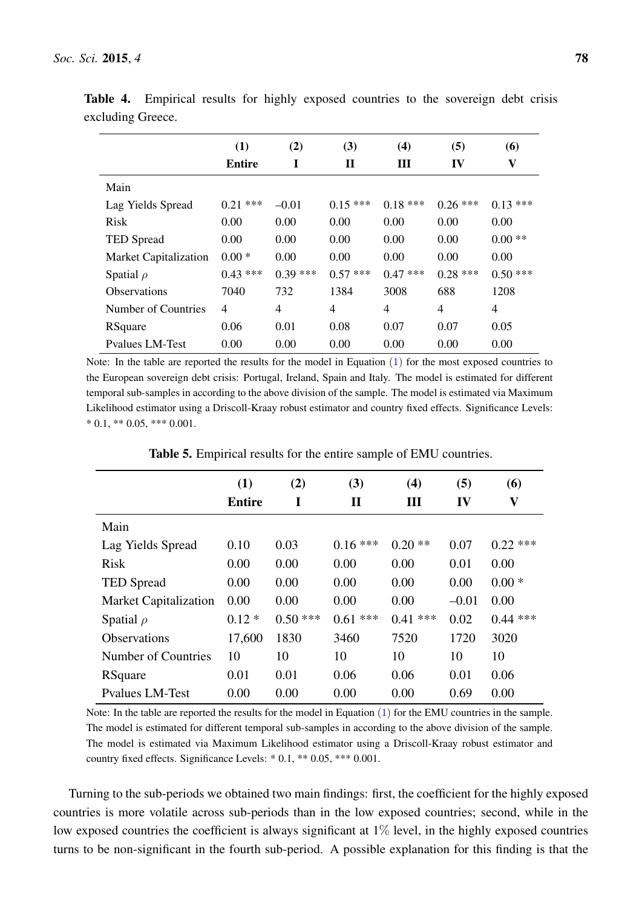**Table 4.** Empirical results for highly exposed countries to the sovereign debt crisis excluding Greece.

| | (1) Entire | (2) I | (3) II | (4) III | (5) IV | (6) V |
|---|---|---|---|---|---|---|
| Main | | | | | | |
| Lag Yields Spread | 0.21 *** | –0.01 | 0.15 *** | 0.18 *** | 0.26 *** | 0.13 *** |
| Risk | 0.00 | 0.00 | 0.00 | 0.00 | 0.00 | 0.00 |
| TED Spread | 0.00 | 0.00 | 0.00 | 0.00 | 0.00 | 0.00 ** |
| Market Capitalization | 0.00 * | 0.00 | 0.00 | 0.00 | 0.00 | 0.00 |
| Spatial $\rho$ | 0.43 *** | 0.39 *** | 0.57 *** | 0.47 *** | 0.28 *** | 0.50 *** |
| Observations | 7040 | 732 | 1384 | 3008 | 688 | 1208 |
| Number of Countries | 4 | 4 | 4 | 4 | 4 | 4 |
| RSquare | 0.06 | 0.01 | 0.08 | 0.07 | 0.07 | 0.05 |
| Pvalues LM-Test | 0.00 | 0.00 | 0.00 | 0.00 | 0.00 | 0.00 |

Note: In the table are reported the results for the model in Equation (1) for the most exposed countries to the European sovereign debt crisis: Portugal, Ireland, Spain and Italy. The model is estimated for different temporal sub-samples in according to the above division of the sample. The model is estimated via Maximum Likelihood estimator using a Driscoll-Kraay robust estimator and country fixed effects. Significance Levels: * 0.1, ** 0.05, *** 0.001.

**Table 5.** Empirical results for the entire sample of EMU countries.

| | (1) Entire | (2) I | (3) II | (4) III | (5) IV | (6) V |
|---|---|---|---|---|---|---|
| Main | | | | | | |
| Lag Yields Spread | 0.10 | 0.03 | 0.16 *** | 0.20 ** | 0.07 | 0.22 *** |
| Risk | 0.00 | 0.00 | 0.00 | 0.00 | 0.01 | 0.00 |
| TED Spread | 0.00 | 0.00 | 0.00 | 0.00 | 0.00 | 0.00 * |
| Market Capitalization | 0.00 | 0.00 | 0.00 | 0.00 | –0.01 | 0.00 |
| Spatial $\rho$ | 0.12 * | 0.50 *** | 0.61 *** | 0.41 *** | 0.02 | 0.44 *** |
| Observations | 17,600 | 1830 | 3460 | 7520 | 1720 | 3020 |
| Number of Countries | 10 | 10 | 10 | 10 | 10 | 10 |
| RSquare | 0.01 | 0.01 | 0.06 | 0.06 | 0.01 | 0.06 |
| Pvalues LM-Test | 0.00 | 0.00 | 0.00 | 0.00 | 0.69 | 0.00 |

Note: In the table are reported the results for the model in Equation (1) for the EMU countries in the sample. The model is estimated for different temporal sub-samples in according to the above division of the sample. The model is estimated via Maximum Likelihood estimator using a Driscoll-Kraay robust estimator and country fixed effects. Significance Levels: * 0.1, ** 0.05, *** 0.001.

Turning to the sub-periods we obtained two main findings: first, the coefficient for the highly exposed countries is more volatile across sub-periods than in the low exposed countries; second, while in the low exposed countries the coefficient is always significant at 1% level, in the highly exposed countries turns to be non-significant in the fourth sub-period. A possible explanation for this finding is that the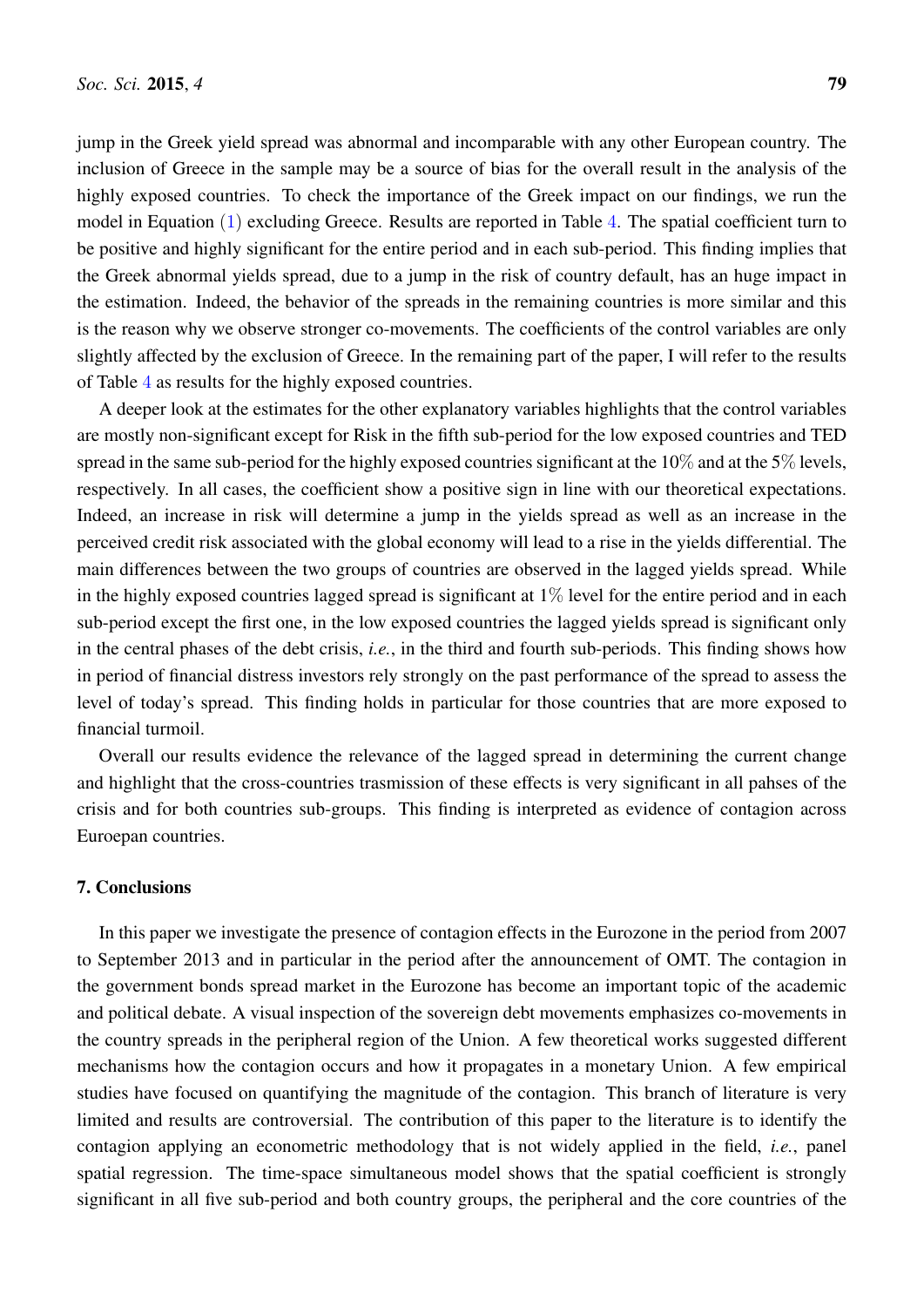jump in the Greek yield spread was abnormal and incomparable with any other European country. The inclusion of Greece in the sample may be a source of bias for the overall result in the analysis of the highly exposed countries. To check the importance of the Greek impact on our findings, we run the model in Equation (1) excluding Greece. Results are reported in Table 4. The spatial coefficient turn to be positive and highly significant for the entire period and in each sub-period. This finding implies that the Greek abnormal yields spread, due to a jump in the risk of country default, has an huge impact in the estimation. Indeed, the behavior of the spreads in the remaining countries is more similar and this is the reason why we observe stronger co-movements. The coefficients of the control variables are only slightly affected by the exclusion of Greece. In the remaining part of the paper, I will refer to the results of Table 4 as results for the highly exposed countries.

A deeper look at the estimates for the other explanatory variables highlights that the control variables are mostly non-significant except for Risk in the fifth sub-period for the low exposed countries and TED spread in the same sub-period for the highly exposed countries significant at the 10% and at the 5% levels, respectively. In all cases, the coefficient show a positive sign in line with our theoretical expectations. Indeed, an increase in risk will determine a jump in the yields spread as well as an increase in the perceived credit risk associated with the global economy will lead to a rise in the yields differential. The main differences between the two groups of countries are observed in the lagged yields spread. While in the highly exposed countries lagged spread is significant at 1% level for the entire period and in each sub-period except the first one, in the low exposed countries the lagged yields spread is significant only in the central phases of the debt crisis, *i.e.*, in the third and fourth sub-periods. This finding shows how in period of financial distress investors rely strongly on the past performance of the spread to assess the level of today's spread. This finding holds in particular for those countries that are more exposed to financial turmoil.

Overall our results evidence the relevance of the lagged spread in determining the current change and highlight that the cross-countries trasmission of these effects is very significant in all pahses of the crisis and for both countries sub-groups. This finding is interpreted as evidence of contagion across Euroepan countries.

## 7. Conclusions

In this paper we investigate the presence of contagion effects in the Eurozone in the period from 2007 to September 2013 and in particular in the period after the announcement of OMT. The contagion in the government bonds spread market in the Eurozone has become an important topic of the academic and political debate. A visual inspection of the sovereign debt movements emphasizes co-movements in the country spreads in the peripheral region of the Union. A few theoretical works suggested different mechanisms how the contagion occurs and how it propagates in a monetary Union. A few empirical studies have focused on quantifying the magnitude of the contagion. This branch of literature is very limited and results are controversial. The contribution of this paper to the literature is to identify the contagion applying an econometric methodology that is not widely applied in the field, *i.e.*, panel spatial regression. The time-space simultaneous model shows that the spatial coefficient is strongly significant in all five sub-period and both country groups, the peripheral and the core countries of the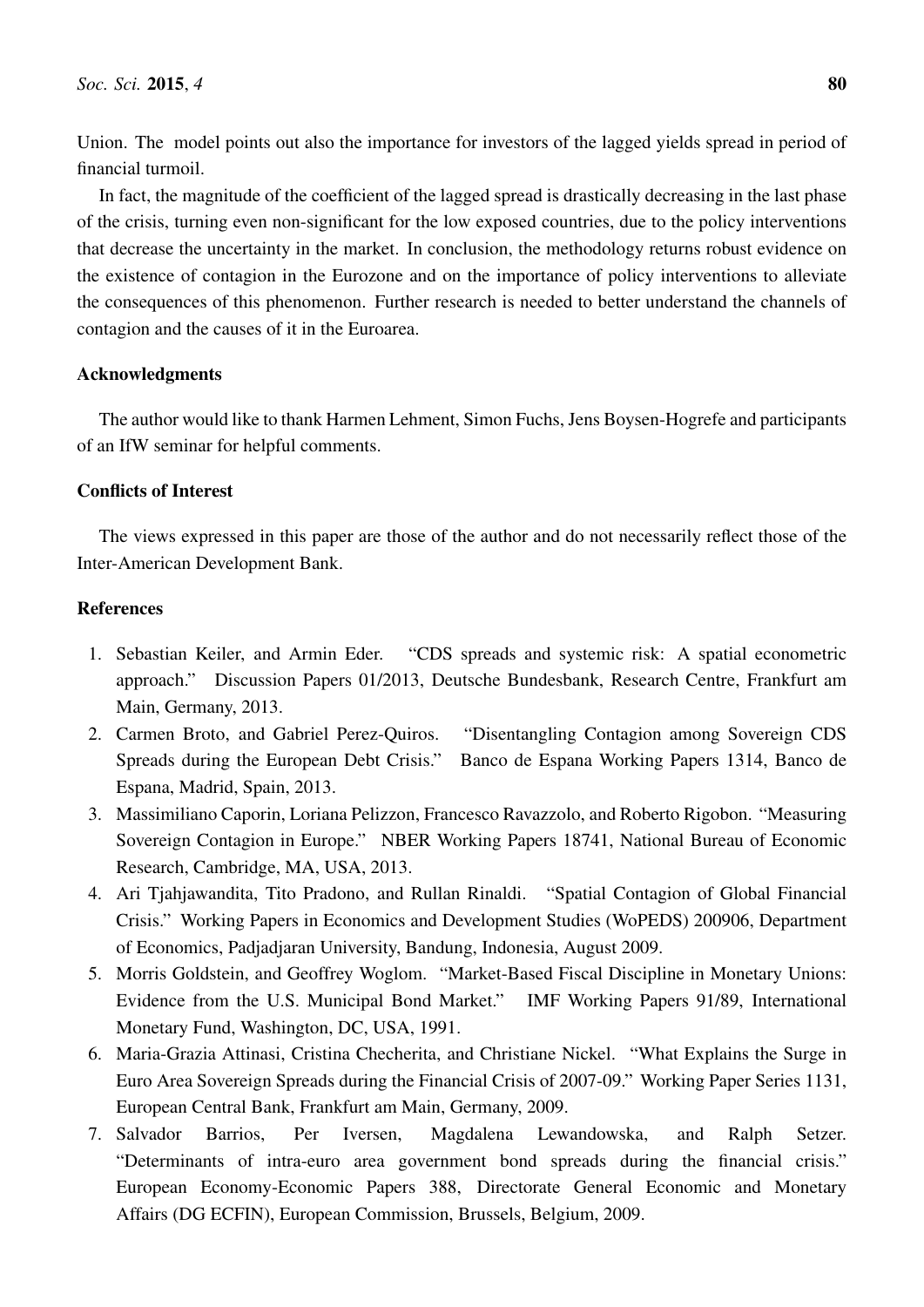Union. The model points out also the importance for investors of the lagged yields spread in period of financial turmoil.

In fact, the magnitude of the coefficient of the lagged spread is drastically decreasing in the last phase of the crisis, turning even non-significant for the low exposed countries, due to the policy interventions that decrease the uncertainty in the market. In conclusion, the methodology returns robust evidence on the existence of contagion in the Eurozone and on the importance of policy interventions to alleviate the consequences of this phenomenon. Further research is needed to better understand the channels of contagion and the causes of it in the Euroarea.

### Acknowledgments

The author would like to thank Harmen Lehment, Simon Fuchs, Jens Boysen-Hogrefe and participants of an IfW seminar for helpful comments.

### Conflicts of Interest

The views expressed in this paper are those of the author and do not necessarily reflect those of the Inter-American Development Bank.

### References

1. Sebastian Keiler, and Armin Eder. "CDS spreads and systemic risk: A spatial econometric approach." Discussion Papers 01/2013, Deutsche Bundesbank, Research Centre, Frankfurt am Main, Germany, 2013.
2. Carmen Broto, and Gabriel Perez-Quiros. "Disentangling Contagion among Sovereign CDS Spreads during the European Debt Crisis." Banco de Espana Working Papers 1314, Banco de Espana, Madrid, Spain, 2013.
3. Massimiliano Caporin, Loriana Pelizzon, Francesco Ravazzolo, and Roberto Rigobon. "Measuring Sovereign Contagion in Europe." NBER Working Papers 18741, National Bureau of Economic Research, Cambridge, MA, USA, 2013.
4. Ari Tjahjawandita, Tito Pradono, and Rullan Rinaldi. "Spatial Contagion of Global Financial Crisis." Working Papers in Economics and Development Studies (WoPEDS) 200906, Department of Economics, Padjadjaran University, Bandung, Indonesia, August 2009.
5. Morris Goldstein, and Geoffrey Woglom. "Market-Based Fiscal Discipline in Monetary Unions: Evidence from the U.S. Municipal Bond Market." IMF Working Papers 91/89, International Monetary Fund, Washington, DC, USA, 1991.
6. Maria-Grazia Attinasi, Cristina Checherita, and Christiane Nickel. "What Explains the Surge in Euro Area Sovereign Spreads during the Financial Crisis of 2007-09." Working Paper Series 1131, European Central Bank, Frankfurt am Main, Germany, 2009.
7. Salvador Barrios, Per Iversen, Magdalena Lewandowska, and Ralph Setzer. "Determinants of intra-euro area government bond spreads during the financial crisis." European Economy-Economic Papers 388, Directorate General Economic and Monetary Affairs (DG ECFIN), European Commission, Brussels, Belgium, 2009.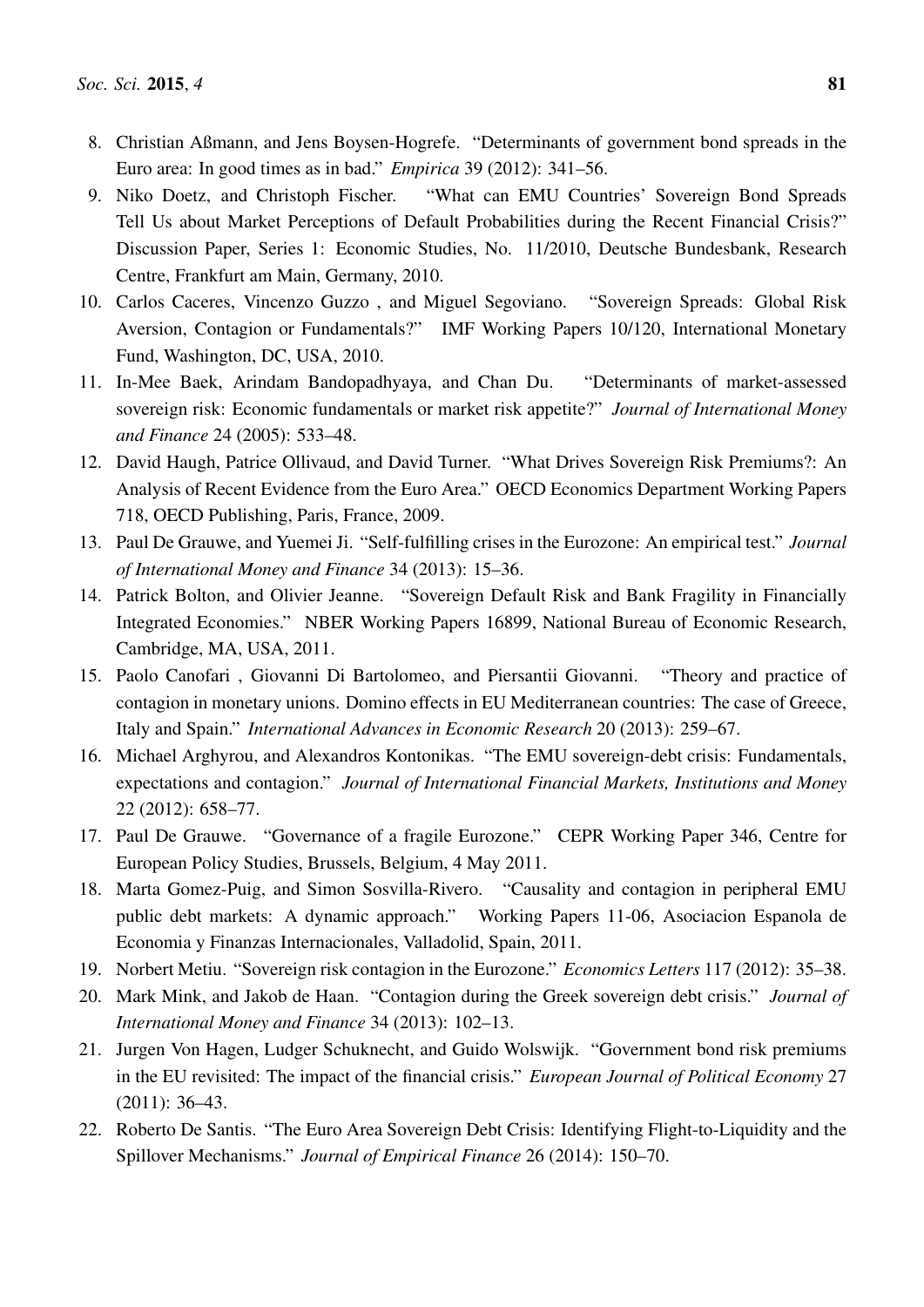8. Christian Aßmann, and Jens Boysen-Hogrefe. "Determinants of government bond spreads in the Euro area: In good times as in bad." *Empirica* 39 (2012): 341–56.
9. Niko Doetz, and Christoph Fischer. "What can EMU Countries' Sovereign Bond Spreads Tell Us about Market Perceptions of Default Probabilities during the Recent Financial Crisis?" Discussion Paper, Series 1: Economic Studies, No. 11/2010, Deutsche Bundesbank, Research Centre, Frankfurt am Main, Germany, 2010.
10. Carlos Caceres, Vincenzo Guzzo , and Miguel Segoviano. "Sovereign Spreads: Global Risk Aversion, Contagion or Fundamentals?" IMF Working Papers 10/120, International Monetary Fund, Washington, DC, USA, 2010.
11. In-Mee Baek, Arindam Bandopadhyaya, and Chan Du. "Determinants of market-assessed sovereign risk: Economic fundamentals or market risk appetite?" *Journal of International Money and Finance* 24 (2005): 533–48.
12. David Haugh, Patrice Ollivaud, and David Turner. "What Drives Sovereign Risk Premiums?: An Analysis of Recent Evidence from the Euro Area." OECD Economics Department Working Papers 718, OECD Publishing, Paris, France, 2009.
13. Paul De Grauwe, and Yuemei Ji. "Self-fulfilling crises in the Eurozone: An empirical test." *Journal of International Money and Finance* 34 (2013): 15–36.
14. Patrick Bolton, and Olivier Jeanne. "Sovereign Default Risk and Bank Fragility in Financially Integrated Economies." NBER Working Papers 16899, National Bureau of Economic Research, Cambridge, MA, USA, 2011.
15. Paolo Canofari , Giovanni Di Bartolomeo, and Piersantii Giovanni. "Theory and practice of contagion in monetary unions. Domino effects in EU Mediterranean countries: The case of Greece, Italy and Spain." *International Advances in Economic Research* 20 (2013): 259–67.
16. Michael Arghyrou, and Alexandros Kontonikas. "The EMU sovereign-debt crisis: Fundamentals, expectations and contagion." *Journal of International Financial Markets, Institutions and Money* 22 (2012): 658–77.
17. Paul De Grauwe. "Governance of a fragile Eurozone." CEPR Working Paper 346, Centre for European Policy Studies, Brussels, Belgium, 4 May 2011.
18. Marta Gomez-Puig, and Simon Sosvilla-Rivero. "Causality and contagion in peripheral EMU public debt markets: A dynamic approach." Working Papers 11-06, Asociacion Espanola de Economia y Finanzas Internacionales, Valladolid, Spain, 2011.
19. Norbert Metiu. "Sovereign risk contagion in the Eurozone." *Economics Letters* 117 (2012): 35–38.
20. Mark Mink, and Jakob de Haan. "Contagion during the Greek sovereign debt crisis." *Journal of International Money and Finance* 34 (2013): 102–13.
21. Jurgen Von Hagen, Ludger Schuknecht, and Guido Wolswijk. "Government bond risk premiums in the EU revisited: The impact of the financial crisis." *European Journal of Political Economy* 27 (2011): 36–43.
22. Roberto De Santis. "The Euro Area Sovereign Debt Crisis: Identifying Flight-to-Liquidity and the Spillover Mechanisms." *Journal of Empirical Finance* 26 (2014): 150–70.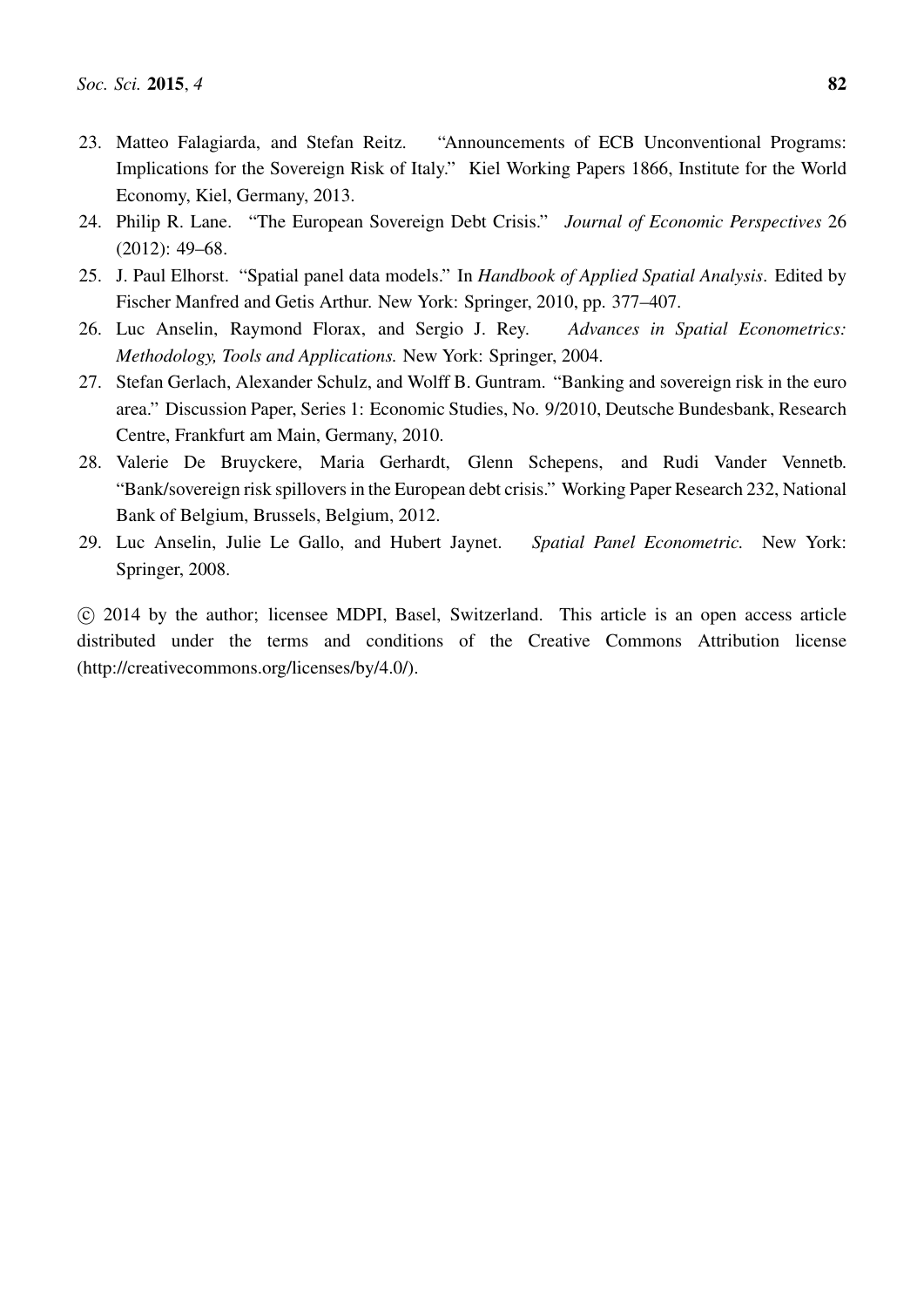23. Matteo Falagiarda, and Stefan Reitz. "Announcements of ECB Unconventional Programs: Implications for the Sovereign Risk of Italy." Kiel Working Papers 1866, Institute for the World Economy, Kiel, Germany, 2013.
24. Philip R. Lane. "The European Sovereign Debt Crisis." *Journal of Economic Perspectives* 26 (2012): 49–68.
25. J. Paul Elhorst. "Spatial panel data models." In *Handbook of Applied Spatial Analysis*. Edited by Fischer Manfred and Getis Arthur. New York: Springer, 2010, pp. 377–407.
26. Luc Anselin, Raymond Florax, and Sergio J. Rey. *Advances in Spatial Econometrics: Methodology, Tools and Applications.* New York: Springer, 2004.
27. Stefan Gerlach, Alexander Schulz, and Wolff B. Guntram. "Banking and sovereign risk in the euro area." Discussion Paper, Series 1: Economic Studies, No. 9/2010, Deutsche Bundesbank, Research Centre, Frankfurt am Main, Germany, 2010.
28. Valerie De Bruyckere, Maria Gerhardt, Glenn Schepens, and Rudi Vander Vennetb. "Bank/sovereign risk spillovers in the European debt crisis." Working Paper Research 232, National Bank of Belgium, Brussels, Belgium, 2012.
29. Luc Anselin, Julie Le Gallo, and Hubert Jaynet. *Spatial Panel Econometric.* New York: Springer, 2008.

© 2014 by the author; licensee MDPI, Basel, Switzerland. This article is an open access article distributed under the terms and conditions of the Creative Commons Attribution license (http://creativecommons.org/licenses/by/4.0/).